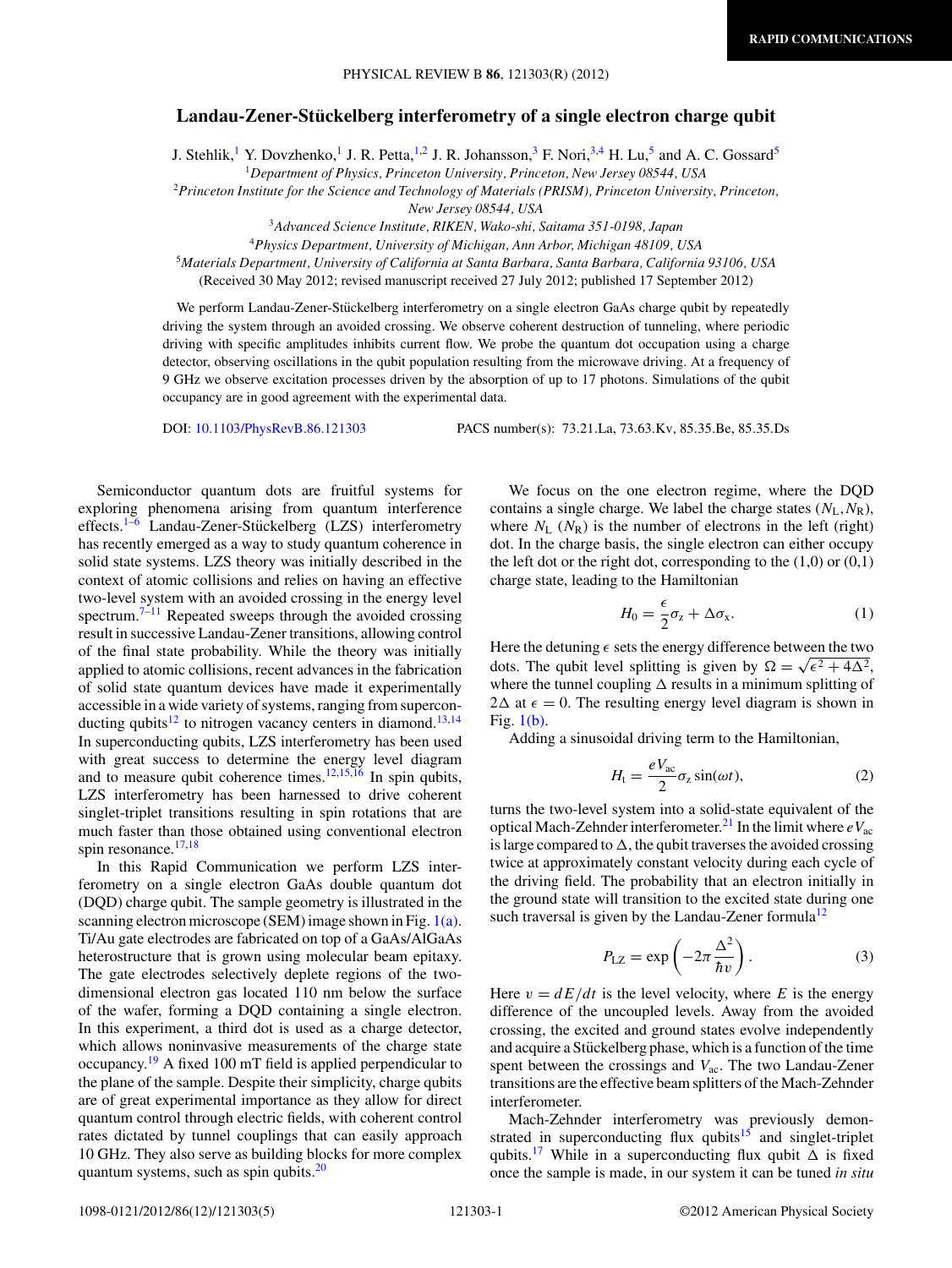# Landau-Zener-Stückelberg interferometry of a single electron charge qubit

J. Stehlik,[1] Y. Dovzhenko,[1] J. R. Petta,[1,2] J. R. Johansson,[3] F. Nori,[3,4] H. Lu,[5] and A. C. Gossard[5]

[1]*Department of Physics, Princeton University, Princeton, New Jersey 08544, USA*

[2]*Princeton Institute for the Science and Technology of Materials (PRISM), Princeton University, Princeton, New Jersey 08544, USA*

[3]*Advanced Science Institute, RIKEN, Wako-shi, Saitama 351-0198, Japan*

[4]*Physics Department, University of Michigan, Ann Arbor, Michigan 48109, USA*

[5]*Materials Department, University of California at Santa Barbara, Santa Barbara, California 93106, USA*

(Received 30 May 2012; revised manuscript received 27 July 2012; published 17 September 2012)

We perform Landau-Zener-Stückelberg interferometry on a single electron GaAs charge qubit by repeatedly driving the system through an avoided crossing. We observe coherent destruction of tunneling, where periodic driving with specific amplitudes inhibits current flow. We probe the quantum dot occupation using a charge detector, observing oscillations in the qubit population resulting from the microwave driving. At a frequency of 9 GHz we observe excitation processes driven by the absorption of up to 17 photons. Simulations of the qubit occupancy are in good agreement with the experimental data.

DOI: 10.1103/PhysRevB.86.121303 PACS number(s): 73.21.La, 73.63.Kv, 85.35.Be, 85.35.Ds

Semiconductor quantum dots are fruitful systems for exploring phenomena arising from quantum interference effects.[1–6] Landau-Zener-Stückelberg (LZS) interferometry has recently emerged as a way to study quantum coherence in solid state systems. LZS theory was initially described in the context of atomic collisions and relies on having an effective two-level system with an avoided crossing in the energy level spectrum.[7–11] Repeated sweeps through the avoided crossing result in successive Landau-Zener transitions, allowing control of the final state probability. While the theory was initially applied to atomic collisions, recent advances in the fabrication of solid state quantum devices have made it experimentally accessible in a wide variety of systems, ranging from superconducting qubits[12] to nitrogen vacancy centers in diamond.[13,14] In superconducting qubits, LZS interferometry has been used with great success to determine the energy level diagram and to measure qubit coherence times.[12,15,16] In spin qubits, LZS interferometry has been harnessed to drive coherent singlet-triplet transitions resulting in spin rotations that are much faster than those obtained using conventional electron spin resonance.[17,18]

In this Rapid Communication we perform LZS interferometry on a single electron GaAs double quantum dot (DQD) charge qubit. The sample geometry is illustrated in the scanning electron microscope (SEM) image shown in Fig. 1(a). Ti/Au gate electrodes are fabricated on top of a GaAs/AlGaAs heterostructure that is grown using molecular beam epitaxy. The gate electrodes selectively deplete regions of the two-dimensional electron gas located 110 nm below the surface of the wafer, forming a DQD containing a single electron. In this experiment, a third dot is used as a charge detector, which allows noninvasive measurements of the charge state occupancy.[19] A fixed 100 mT field is applied perpendicular to the plane of the sample. Despite their simplicity, charge qubits are of great experimental importance as they allow for direct quantum control through electric fields, with coherent control rates dictated by tunnel couplings that can easily approach 10 GHz. They also serve as building blocks for more complex quantum systems, such as spin qubits.[20]

We focus on the one electron regime, where the DQD contains a single charge. We label the charge states $(N_L, N_R)$, where $N_L$ ($N_R$) is the number of electrons in the left (right) dot. In the charge basis, the single electron can either occupy the left dot or the right dot, corresponding to the (1,0) or (0,1) charge state, leading to the Hamiltonian

$$H_0 = \frac{\epsilon}{2}\sigma_z + \Delta\sigma_x. \tag{1}$$

Here the detuning $\epsilon$ sets the energy difference between the two dots. The qubit level splitting is given by $\Omega = \sqrt{\epsilon^2 + 4\Delta^2}$, where the tunnel coupling $\Delta$ results in a minimum splitting of $2\Delta$ at $\epsilon = 0$. The resulting energy level diagram is shown in Fig. 1(b).

Adding a sinusoidal driving term to the Hamiltonian,

$$H_t = \frac{eV_{ac}}{2}\sigma_z \sin(\omega t), \tag{2}$$

turns the two-level system into a solid-state equivalent of the optical Mach-Zehnder interferometer.[21] In the limit where $eV_{ac}$ is large compared to $\Delta$, the qubit traverses the avoided crossing twice at approximately constant velocity during each cycle of the driving field. The probability that an electron initially in the ground state will transition to the excited state during one such traversal is given by the Landau-Zener formula[12]

$$P_{LZ} = \exp\left(-2\pi\frac{\Delta^2}{\hbar v}\right). \tag{3}$$

Here $v = dE/dt$ is the level velocity, where $E$ is the energy difference of the uncoupled levels. Away from the avoided crossing, the excited and ground states evolve independently and acquire a Stückelberg phase, which is a function of the time spent between the crossings and $V_{ac}$. The two Landau-Zener transitions are the effective beam splitters of the Mach-Zehnder interferometer.

Mach-Zehnder interferometry was previously demonstrated in superconducting flux qubits[15] and singlet-triplet qubits.[17] While in a superconducting flux qubit $\Delta$ is fixed once the sample is made, in our system it can be tuned *in situ*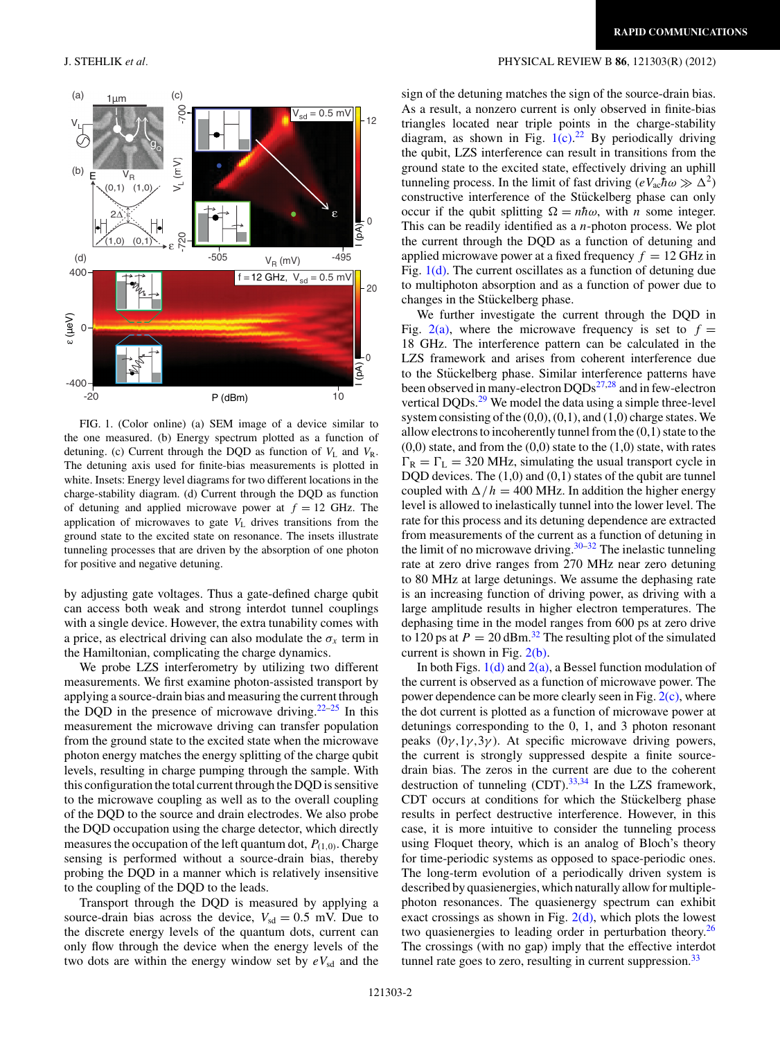FIG. 1. (Color online) (a) SEM image of a device similar to the one measured. (b) Energy spectrum plotted as a function of detuning. (c) Current through the DQD as function of $V_L$ and $V_R$. The detuning axis used for finite-bias measurements is plotted in white. Insets: Energy level diagrams for two different locations in the charge-stability diagram. (d) Current through the DQD as function of detuning and applied microwave power at $f = 12$ GHz. The application of microwaves to gate $V_L$ drives transitions from the ground state to the excited state on resonance. The insets illustrate tunneling processes that are driven by the absorption of one photon for positive and negative detuning.

by adjusting gate voltages. Thus a gate-defined charge qubit can access both weak and strong interdot tunnel couplings with a single device. However, the extra tunability comes with a price, as electrical driving can also modulate the $\sigma_x$ term in the Hamiltonian, complicating the charge dynamics.

We probe LZS interferometry by utilizing two different measurements. We first examine photon-assisted transport by applying a source-drain bias and measuring the current through the DQD in the presence of microwave driving.[22–25] In this measurement the microwave driving can transfer population from the ground state to the excited state when the microwave photon energy matches the energy splitting of the charge qubit levels, resulting in charge pumping through the sample. With this configuration the total current through the DQD is sensitive to the microwave coupling as well as to the overall coupling of the DQD to the source and drain electrodes. We also probe the DQD occupation using the charge detector, which directly measures the occupation of the left quantum dot, $P_{(1,0)}$. Charge sensing is performed without a source-drain bias, thereby probing the DQD in a manner which is relatively insensitive to the coupling of the DQD to the leads.

Transport through the DQD is measured by applying a source-drain bias across the device, $V_{sd} = 0.5$ mV. Due to the discrete energy levels of the quantum dots, current can only flow through the device when the energy levels of the two dots are within the energy window set by $eV_{sd}$ and the sign of the detuning matches the sign of the source-drain bias. As a result, a nonzero current is only observed in finite-bias triangles located near triple points in the charge-stability diagram, as shown in Fig. 1(c).[22] By periodically driving the qubit, LZS interference can result in transitions from the ground state to the excited state, effectively driving an uphill tunneling process. In the limit of fast driving ($eV_{ac}\hbar\omega \gg \Delta^2$) constructive interference of the Stückelberg phase can only occur if the qubit splitting $\Omega = n\hbar\omega$, with $n$ some integer. This can be readily identified as a $n$-photon process. We plot the current through the DQD as a function of detuning and applied microwave power at a fixed frequency $f = 12$ GHz in Fig. 1(d). The current oscillates as a function of detuning due to multiphoton absorption and as a function of power due to changes in the Stückelberg phase.

We further investigate the current through the DQD in Fig. 2(a), where the microwave frequency is set to $f = 18$ GHz. The interference pattern can be calculated in the LZS framework and arises from coherent interference due to the Stückelberg phase. Similar interference patterns have been observed in many-electron DQDs[27,28] and in few-electron vertical DQDs.[29] We model the data using a simple three-level system consisting of the (0,0), (0,1), and (1,0) charge states. We allow electrons to incoherently tunnel from the (0,1) state to the (0,0) state, and from the (0,0) state to the (1,0) state, with rates $\Gamma_R = \Gamma_L = 320$ MHz, simulating the usual transport cycle in DQD devices. The (1,0) and (0,1) states of the qubit are tunnel coupled with $\Delta/h = 400$ MHz. In addition the higher energy level is allowed to inelastically tunnel into the lower level. The rate for this process and its detuning dependence are extracted from measurements of the current as a function of detuning in the limit of no microwave driving.[30–32] The inelastic tunneling rate at zero drive ranges from 270 MHz near zero detuning to 80 MHz at large detunings. We assume the dephasing rate is an increasing function of driving power, as driving with a large amplitude results in higher electron temperatures. The dephasing time in the model ranges from 600 ps at zero drive to 120 ps at $P = 20$ dBm.[32] The resulting plot of the simulated current is shown in Fig. 2(b).

In both Figs. 1(d) and 2(a), a Bessel function modulation of the current is observed as a function of microwave power. The power dependence can be more clearly seen in Fig. 2(c), where the dot current is plotted as a function of microwave power at detunings corresponding to the 0, 1, and 3 photon resonant peaks $(0\gamma,1\gamma,3\gamma)$. At specific microwave driving powers, the current is strongly suppressed despite a finite source-drain bias. The zeros in the current are due to the coherent destruction of tunneling (CDT).[33,34] In the LZS framework, CDT occurs at conditions for which the Stückelberg phase results in perfect destructive interference. However, in this case, it is more intuitive to consider the tunneling process using Floquet theory, which is an analog of Bloch's theory for time-periodic systems as opposed to space-periodic ones. The long-term evolution of a periodically driven system is described by quasienergies, which naturally allow for multiple-photon resonances. The quasienergy spectrum can exhibit exact crossings as shown in Fig. 2(d), which plots the lowest two quasienergies to leading order in perturbation theory.[26] The crossings (with no gap) imply that the effective interdot tunnel rate goes to zero, resulting in current suppression.[33]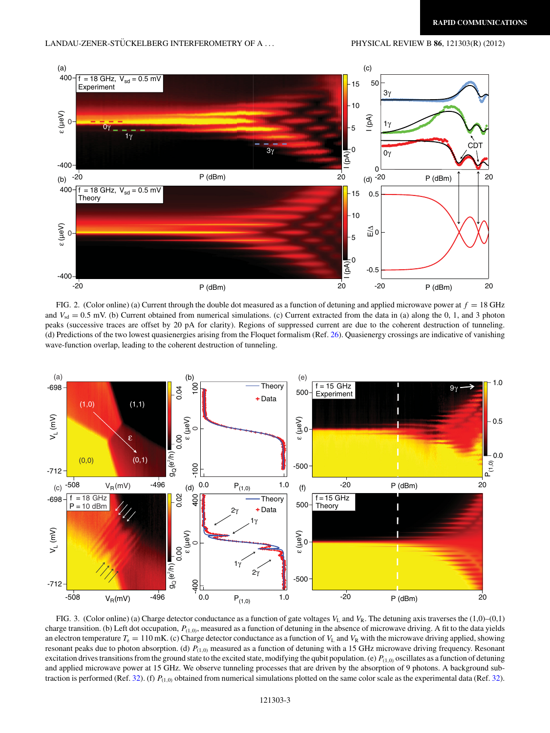FIG. 2. (Color online) (a) Current through the double dot measured as a function of detuning and applied microwave power at $f = 18$ GHz and $V_{sd} = 0.5$ mV. (b) Current obtained from numerical simulations. (c) Current extracted from the data in (a) along the 0, 1, and 3 photon peaks (successive traces are offset by 20 pA for clarity). Regions of suppressed current are due to the coherent destruction of tunneling. (d) Predictions of the two lowest quasienergies arising from the Floquet formalism (Ref. 26). Quasienergy crossings are indicative of vanishing wave-function overlap, leading to the coherent destruction of tunneling.

FIG. 3. (Color online) (a) Charge detector conductance as a function of gate voltages $V_L$ and $V_R$. The detuning axis traverses the (1,0)–(0,1) charge transition. (b) Left dot occupation, $P_{(1,0)}$, measured as a function of detuning in the absence of microwave driving. A fit to the data yields an electron temperature $T_e = 110$ mK. (c) Charge detector conductance as a function of $V_L$ and $V_R$ with the microwave driving applied, showing resonant peaks due to photon absorption. (d) $P_{(1,0)}$ measured as a function of detuning with a 15 GHz microwave driving frequency. Resonant excitation drives transitions from the ground state to the excited state, modifying the qubit population. (e) $P_{(1,0)}$ oscillates as a function of detuning and applied microwave power at 15 GHz. We observe tunneling processes that are driven by the absorption of 9 photons. A background subtraction is performed (Ref. 32). (f) $P_{(1,0)}$ obtained from numerical simulations plotted on the same color scale as the experimental data (Ref. 32).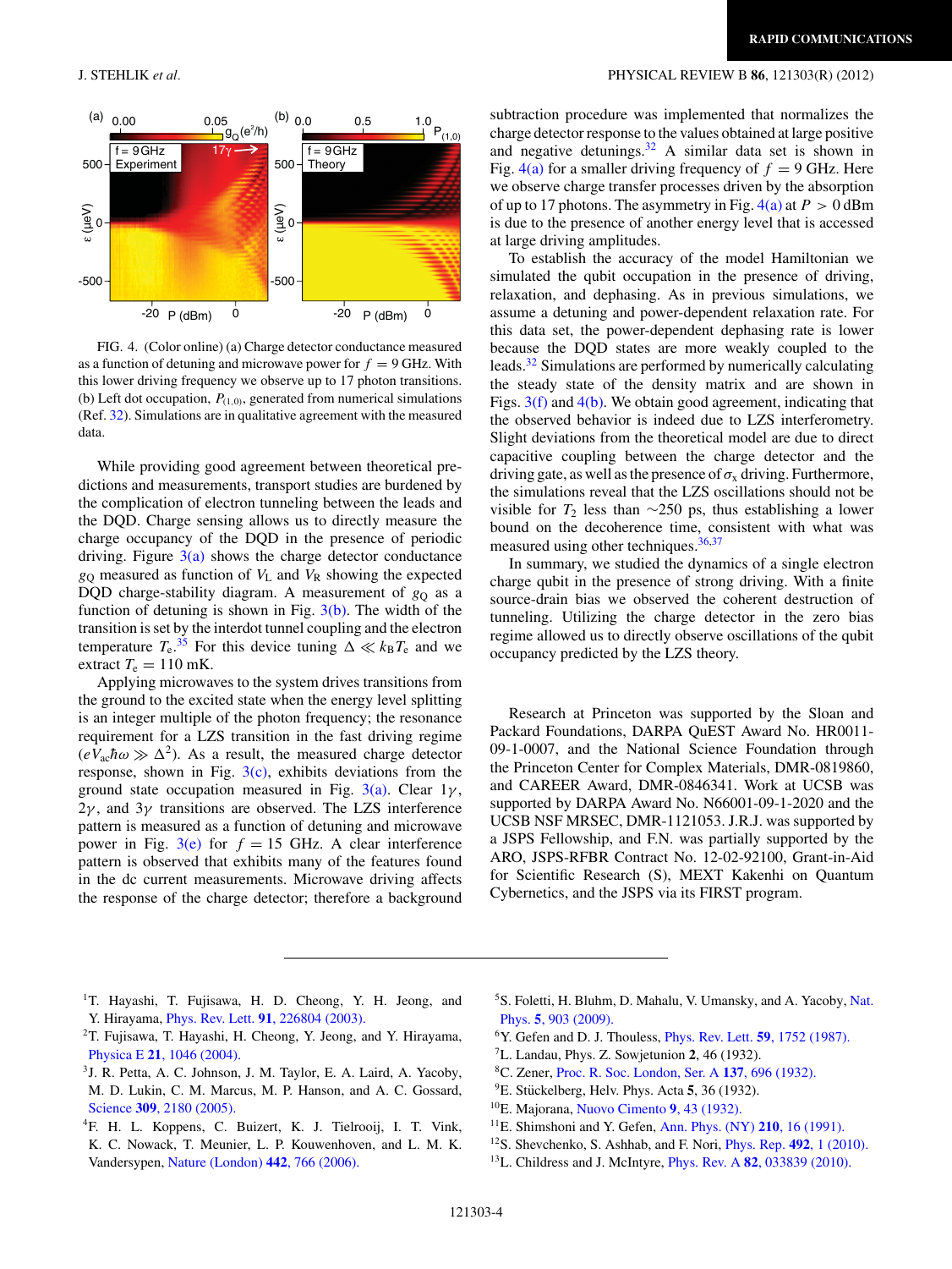FIG. 4. (Color online) (a) Charge detector conductance measured as a function of detuning and microwave power for $f = 9$ GHz. With this lower driving frequency we observe up to 17 photon transitions. (b) Left dot occupation, $P_{(1,0)}$, generated from numerical simulations (Ref. 32). Simulations are in qualitative agreement with the measured data.

While providing good agreement between theoretical predictions and measurements, transport studies are burdened by the complication of electron tunneling between the leads and the DQD. Charge sensing allows us to directly measure the charge occupancy of the DQD in the presence of periodic driving. Figure 3(a) shows the charge detector conductance $g_Q$ measured as function of $V_L$ and $V_R$ showing the expected DQD charge-stability diagram. A measurement of $g_Q$ as a function of detuning is shown in Fig. 3(b). The width of the transition is set by the interdot tunnel coupling and the electron temperature $T_e$.[35] For this device tuning $\Delta \ll k_B T_e$ and we extract $T_e = 110$ mK.

Applying microwaves to the system drives transitions from the ground to the excited state when the energy level splitting is an integer multiple of the photon frequency; the resonance requirement for a LZS transition in the fast driving regime ($eV_{ac}\hbar\omega \gg \Delta^2$). As a result, the measured charge detector response, shown in Fig. 3(c), exhibits deviations from the ground state occupation measured in Fig. 3(a). Clear $1\gamma$, $2\gamma$, and $3\gamma$ transitions are observed. The LZS interference pattern is measured as a function of detuning and microwave power in Fig. 3(e) for $f = 15$ GHz. A clear interference pattern is observed that exhibits many of the features found in the dc current measurements. Microwave driving affects the response of the charge detector; therefore a background subtraction procedure was implemented that normalizes the charge detector response to the values obtained at large positive and negative detunings.[32] A similar data set is shown in Fig. 4(a) for a smaller driving frequency of $f = 9$ GHz. Here we observe charge transfer processes driven by the absorption of up to 17 photons. The asymmetry in Fig. 4(a) at $P > 0$ dBm is due to the presence of another energy level that is accessed at large driving amplitudes.

To establish the accuracy of the model Hamiltonian we simulated the qubit occupation in the presence of driving, relaxation, and dephasing. As in previous simulations, we assume a detuning and power-dependent relaxation rate. For this data set, the power-dependent dephasing rate is lower because the DQD states are more weakly coupled to the leads.[32] Simulations are performed by numerically calculating the steady state of the density matrix and are shown in Figs. 3(f) and 4(b). We obtain good agreement, indicating that the observed behavior is indeed due to LZS interferometry. Slight deviations from the theoretical model are due to direct capacitive coupling between the charge detector and the driving gate, as well as the presence of $\sigma_x$ driving. Furthermore, the simulations reveal that the LZS oscillations should not be visible for $T_2$ less than $\sim$250 ps, thus establishing a lower bound on the decoherence time, consistent with what was measured using other techniques.[36,37]

In summary, we studied the dynamics of a single electron charge qubit in the presence of strong driving. With a finite source-drain bias we observed the coherent destruction of tunneling. Utilizing the charge detector in the zero bias regime allowed us to directly observe oscillations of the qubit occupancy predicted by the LZS theory.

Research at Princeton was supported by the Sloan and Packard Foundations, DARPA QuEST Award No. HR0011-09-1-0007, and the National Science Foundation through the Princeton Center for Complex Materials, DMR-0819860, and CAREER Award, DMR-0846341. Work at UCSB was supported by DARPA Award No. N66001-09-1-2020 and the UCSB NSF MRSEC, DMR-1121053. J.R.J. was supported by a JSPS Fellowship, and F.N. was partially supported by the ARO, JSPS-RFBR Contract No. 12-02-92100, Grant-in-Aid for Scientific Research (S), MEXT Kakenhi on Quantum Cybernetics, and the JSPS via its FIRST program.

---

1. T. Hayashi, T. Fujisawa, H. D. Cheong, Y. H. Jeong, and Y. Hirayama, Phys. Rev. Lett. **91**, 226804 (2003).
2. T. Fujisawa, T. Hayashi, H. Cheong, Y. Jeong, and Y. Hirayama, Physica E **21**, 1046 (2004).
3. J. R. Petta, A. C. Johnson, J. M. Taylor, E. A. Laird, A. Yacoby, M. D. Lukin, C. M. Marcus, M. P. Hanson, and A. C. Gossard, Science **309**, 2180 (2005).
4. F. H. L. Koppens, C. Buizert, K. J. Tielrooij, I. T. Vink, K. C. Nowack, T. Meunier, L. P. Kouwenhoven, and L. M. K. Vandersypen, Nature (London) **442**, 766 (2006).
5. S. Foletti, H. Bluhm, D. Mahalu, V. Umansky, and A. Yacoby, Nat. Phys. **5**, 903 (2009).
6. Y. Gefen and D. J. Thouless, Phys. Rev. Lett. **59**, 1752 (1987).
7. L. Landau, Phys. Z. Sowjetunion **2**, 46 (1932).
8. C. Zener, Proc. R. Soc. London, Ser. A **137**, 696 (1932).
9. E. Stückelberg, Helv. Phys. Acta **5**, 36 (1932).
10. E. Majorana, Nuovo Cimento **9**, 43 (1932).
11. E. Shimshoni and Y. Gefen, Ann. Phys. (NY) **210**, 16 (1991).
12. S. Shevchenko, S. Ashhab, and F. Nori, Phys. Rep. **492**, 1 (2010).
13. L. Childress and J. McIntyre, Phys. Rev. A **82**, 033839 (2010).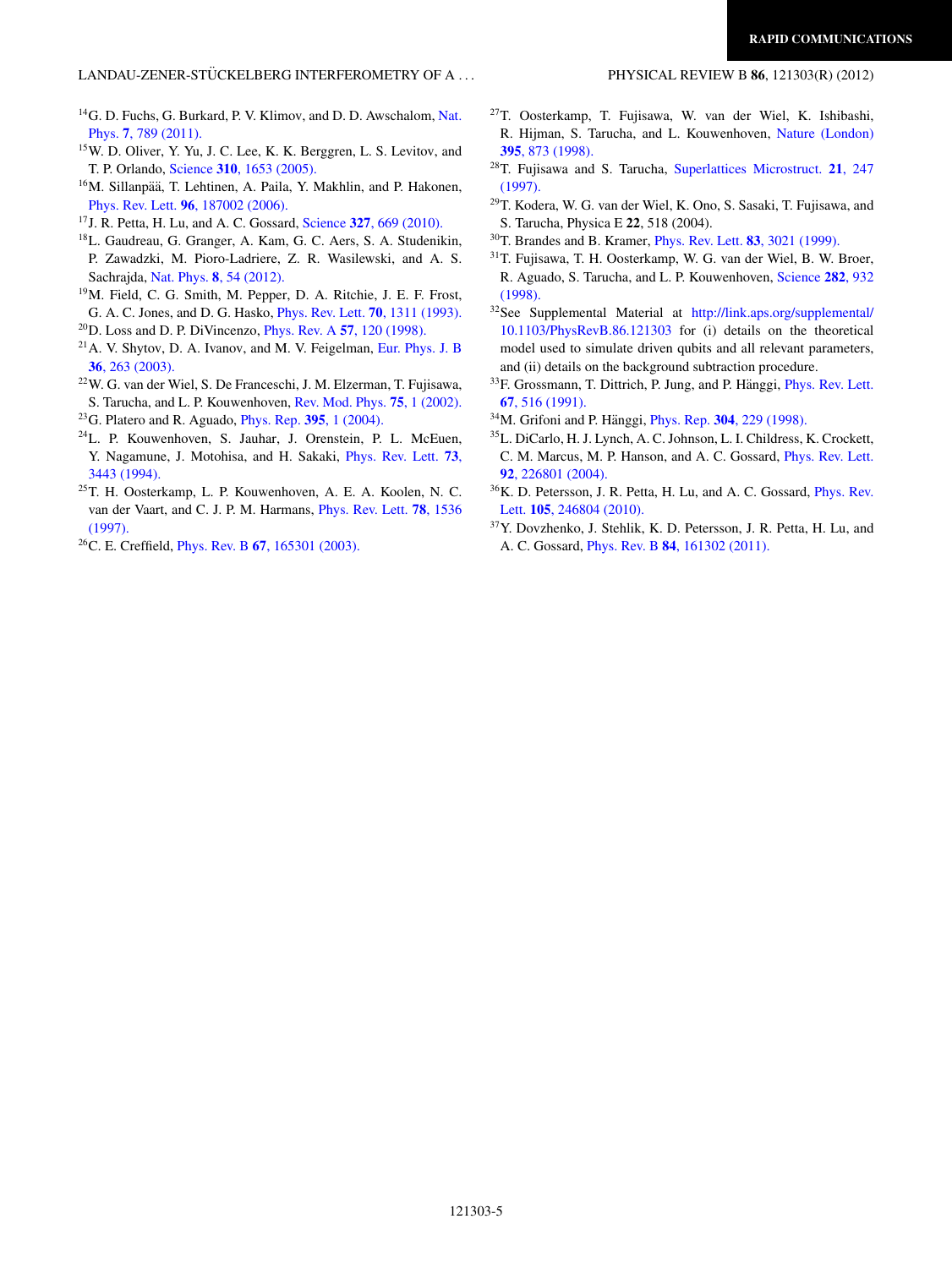[14]G. D. Fuchs, G. Burkard, P. V. Klimov, and D. D. Awschalom, Nat. Phys. **7**, 789 (2011).

[15]W. D. Oliver, Y. Yu, J. C. Lee, K. K. Berggren, L. S. Levitov, and T. P. Orlando, Science **310**, 1653 (2005).

[16]M. Sillanpää, T. Lehtinen, A. Paila, Y. Makhlin, and P. Hakonen, Phys. Rev. Lett. **96**, 187002 (2006).

[17]J. R. Petta, H. Lu, and A. C. Gossard, Science **327**, 669 (2010).

[18]L. Gaudreau, G. Granger, A. Kam, G. C. Aers, S. A. Studenikin, P. Zawadzki, M. Pioro-Ladriere, Z. R. Wasilewski, and A. S. Sachrajda, Nat. Phys. **8**, 54 (2012).

[19]M. Field, C. G. Smith, M. Pepper, D. A. Ritchie, J. E. F. Frost, G. A. C. Jones, and D. G. Hasko, Phys. Rev. Lett. **70**, 1311 (1993).

[20]D. Loss and D. P. DiVincenzo, Phys. Rev. A **57**, 120 (1998).

[21]A. V. Shytov, D. A. Ivanov, and M. V. Feigelman, Eur. Phys. J. B **36**, 263 (2003).

[22]W. G. van der Wiel, S. De Franceschi, J. M. Elzerman, T. Fujisawa, S. Tarucha, and L. P. Kouwenhoven, Rev. Mod. Phys. **75**, 1 (2002).

[23]G. Platero and R. Aguado, Phys. Rep. **395**, 1 (2004).

[24]L. P. Kouwenhoven, S. Jauhar, J. Orenstein, P. L. McEuen, Y. Nagamune, J. Motohisa, and H. Sakaki, Phys. Rev. Lett. **73**, 3443 (1994).

[25]T. H. Oosterkamp, L. P. Kouwenhoven, A. E. A. Koolen, N. C. van der Vaart, and C. J. P. M. Harmans, Phys. Rev. Lett. **78**, 1536 (1997).

[26]C. E. Creffield, Phys. Rev. B **67**, 165301 (2003).

[27]T. Oosterkamp, T. Fujisawa, W. van der Wiel, K. Ishibashi, R. Hijman, S. Tarucha, and L. Kouwenhoven, Nature (London) **395**, 873 (1998).

[28]T. Fujisawa and S. Tarucha, Superlattices Microstruct. **21**, 247 (1997).

[29]T. Kodera, W. G. van der Wiel, K. Ono, S. Sasaki, T. Fujisawa, and S. Tarucha, Physica E **22**, 518 (2004).

[30]T. Brandes and B. Kramer, Phys. Rev. Lett. **83**, 3021 (1999).

[31]T. Fujisawa, T. H. Oosterkamp, W. G. van der Wiel, B. W. Broer, R. Aguado, S. Tarucha, and L. P. Kouwenhoven, Science **282**, 932 (1998).

[32]See Supplemental Material at http://link.aps.org/supplemental/10.1103/PhysRevB.86.121303 for (i) details on the theoretical model used to simulate driven qubits and all relevant parameters, and (ii) details on the background subtraction procedure.

[33]F. Grossmann, T. Dittrich, P. Jung, and P. Hänggi, Phys. Rev. Lett. **67**, 516 (1991).

[34]M. Grifoni and P. Hänggi, Phys. Rep. **304**, 229 (1998).

[35]L. DiCarlo, H. J. Lynch, A. C. Johnson, L. I. Childress, K. Crockett, C. M. Marcus, M. P. Hanson, and A. C. Gossard, Phys. Rev. Lett. **92**, 226801 (2004).

[36]K. D. Petersson, J. R. Petta, H. Lu, and A. C. Gossard, Phys. Rev. Lett. **105**, 246804 (2010).

[37]Y. Dovzhenko, J. Stehlik, K. D. Petersson, J. R. Petta, H. Lu, and A. C. Gossard, Phys. Rev. B **84**, 161302 (2011).